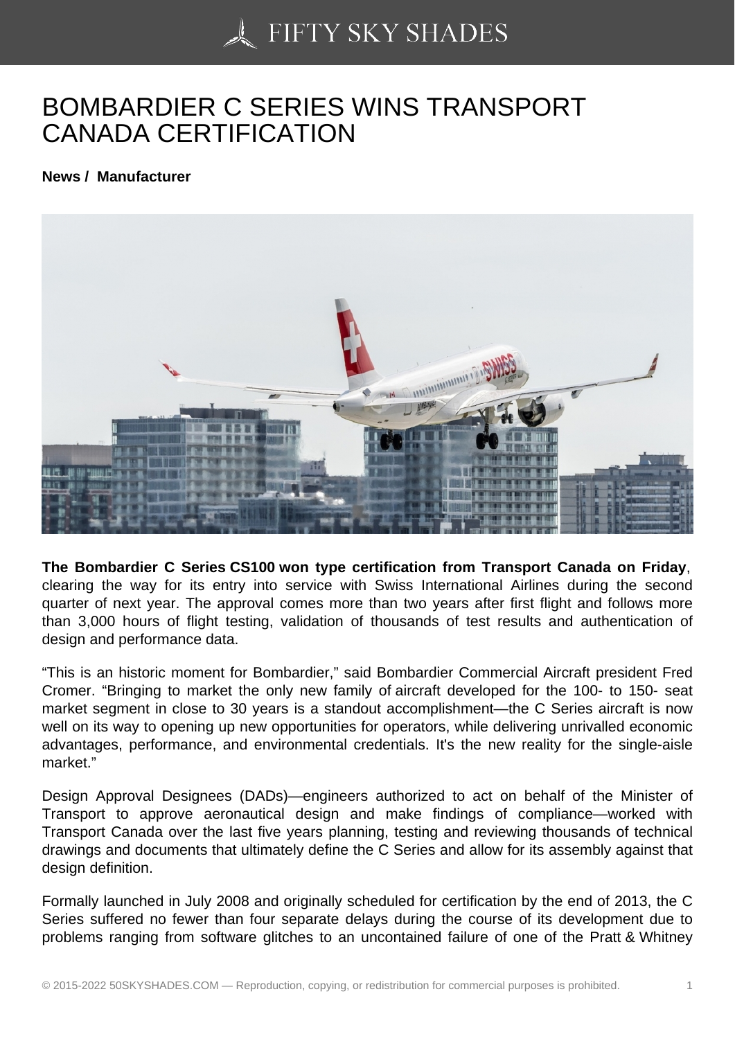# BOMBARDIER C SERIES WINS TRANSPORT CANADA CERTIFICATION

**News / Manufacturer**

**The Bombardier C Series CS100 won type certification from Transport Canada on Friday**, clearing the way for its entry into service with Swiss International Airlines during the second quarter of next year. The approval comes more than two years after first flight and follows more than 3,000 hours of flight testing, validation of thousands of test results and authentication of design and performance data.

“This is an historic moment for Bombardier,” said Bombardier Commercial Aircraft president Fred Cromer. “Bringing to market the only new family of aircraft developed for the 100- to 150- seat market segment in close to 30 years is a standout accomplishment—the C Series aircraft is now well on its way to opening up new opportunities for operators, while delivering unrivalled economic advantages, performance, and environmental credentials. It's the new reality for the single-aisle market.”

Design Approval Designees (DADs)—engineers authorized to act on behalf of the Minister of Transport to approve aeronautical design and make findings of compliance—worked with Transport Canada over the last five years planning, testing and reviewing thousands of technical drawings and documents that ultimately define the C Series and allow for its assembly against that design definition.

Formally launched in July 2008 and originally scheduled for certification by the end of 2013, the C Series suffered no fewer than four separate delays during the course of its development due to problems ranging from software glitches to an uncontained failure of one of the Pratt & Whitney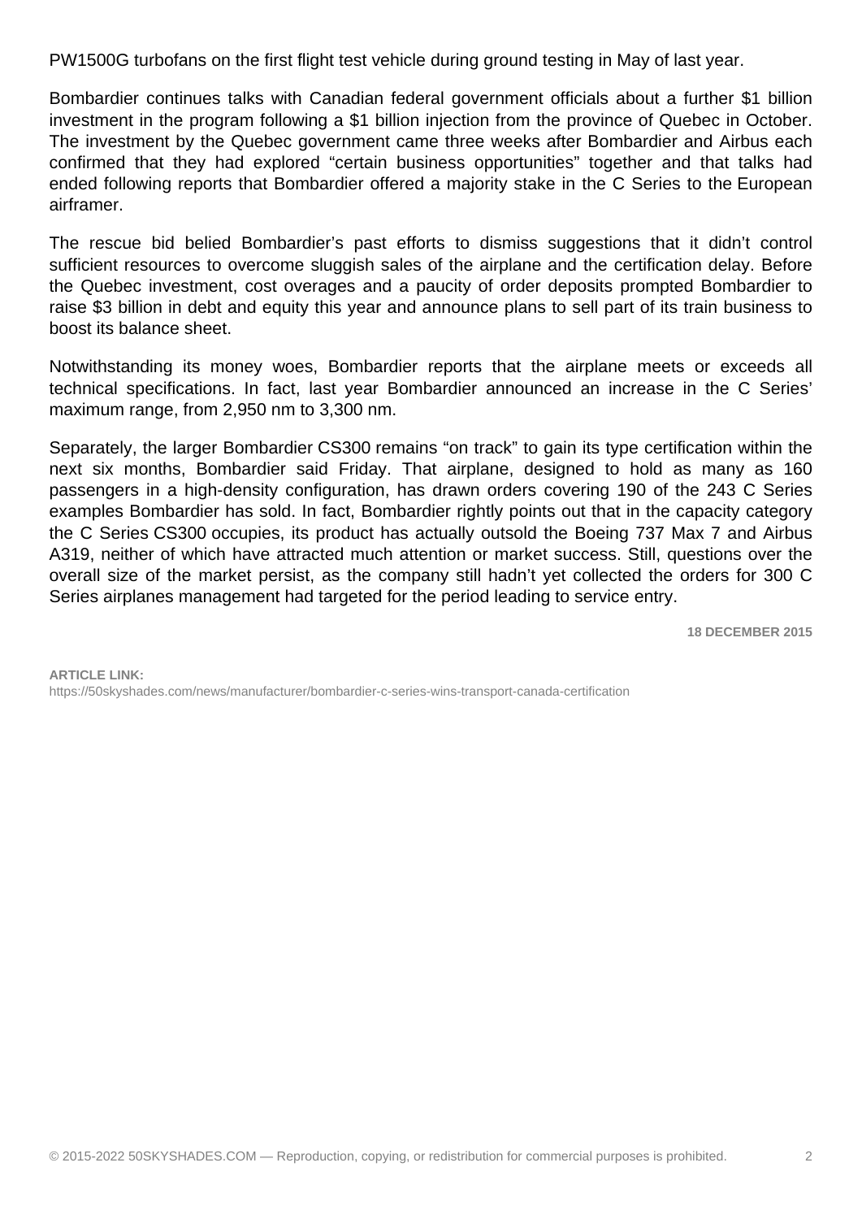PW1500G turbofans on the first flight test vehicle during ground testing in May of last year.

Bombardier continues talks with Canadian federal government officials about a further $1 billion investment in the program following a $1 billion injection from the province of Quebec in October. The investment by the Quebec government came three weeks after Bombardier and Airbus each confirmed that they had explored “certain business opportunities” together and that talks had ended following reports that Bombardier offered a majority stake in the C Series to the European airframer.

The rescue bid belied Bombardier’s past efforts to dismiss suggestions that it didn’t control sufficient resources to overcome sluggish sales of the airplane and the certification delay. Before the Quebec investment, cost overages and a paucity of order deposits prompted Bombardier to raise $3 billion in debt and equity this year and announce plans to sell part of its train business to boost its balance sheet.

Notwithstanding its money woes, Bombardier reports that the airplane meets or exceeds all technical specifications. In fact, last year Bombardier announced an increase in the C Series’ maximum range, from 2,950 nm to 3,300 nm.

Separately, the larger Bombardier CS300 remains “on track” to gain its type certification within the next six months, Bombardier said Friday. That airplane, designed to hold as many as 160 passengers in a high-density configuration, has drawn orders covering 190 of the 243 C Series examples Bombardier has sold. In fact, Bombardier rightly points out that in the capacity category the C Series CS300 occupies, its product has actually outsold the Boeing 737 Max 7 and Airbus A319, neither of which have attracted much attention or market success. Still, questions over the overall size of the market persist, as the company still hadn’t yet collected the orders for 300 C Series airplanes management had targeted for the period leading to service entry.

**18 DECEMBER 2015**

**ARTICLE LINK:**
https://50skyshades.com/news/manufacturer/bombardier-c-series-wins-transport-canada-certification